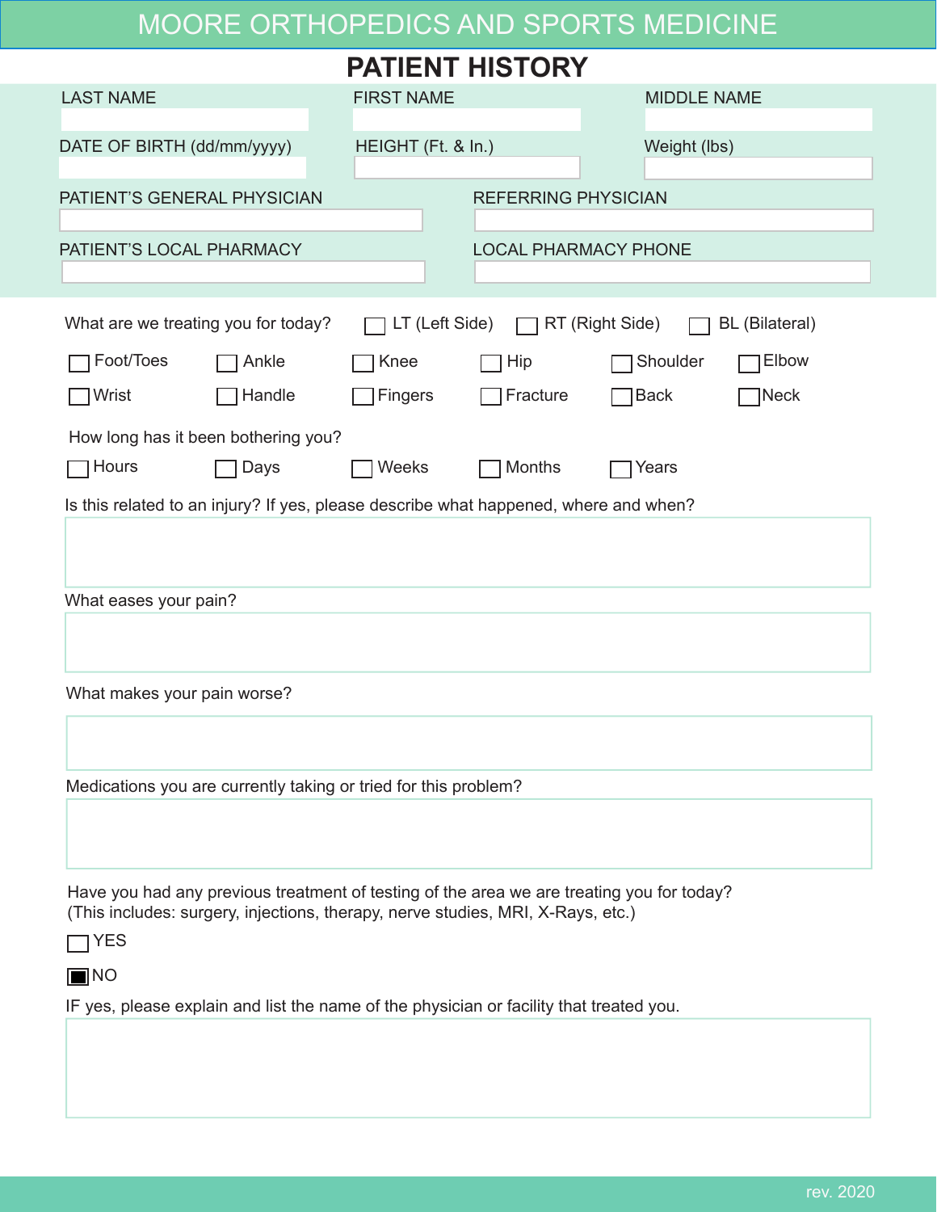# MOORE ORTHOPEDICS AND SPORTS MEDICINE

## PATIENT HISTORY

LAST NAME

FIRST NAME

MIDDLE NAME

DATE OF BIRTH (dd/mm/yyyy)

HEIGHT (Ft. & In.)

Weight (lbs)

PATIENT'S GENERAL PHYSICIAN

REFERRING PHYSICIAN

PATIENT'S LOCAL PHARMACY

LOCAL PHARMACY PHONE

What are we treating you for today?

- ☐ LT (Left Side)
- ☐ RT (Right Side)
- ☐ BL (Bilateral)

- ☐ Foot/Toes
- ☐ Ankle
- ☐ Knee
- ☐ Hip
- ☐ Shoulder
- ☐ Elbow
- ☐ Wrist
- ☐ Handle
- ☐ Fingers
- ☐ Fracture
- ☐ Back
- ☐ Neck

How long has it been bothering you?

- ☐ Hours
- ☐ Days
- ☐ Weeks
- ☐ Months
- ☐ Years

Is this related to an injury? If yes, please describe what happened, where and when?

What eases your pain?

What makes your pain worse?

Medications you are currently taking or tried for this problem?

Have you had any previous treatment of testing of the area we are treating you for today?
(This includes: surgery, injections, therapy, nerve studies, MRI, X-Rays, etc.)

- ☐ YES
- ☒ NO

IF yes, please explain and list the name of the physician or facility that treated you.

rev. 2020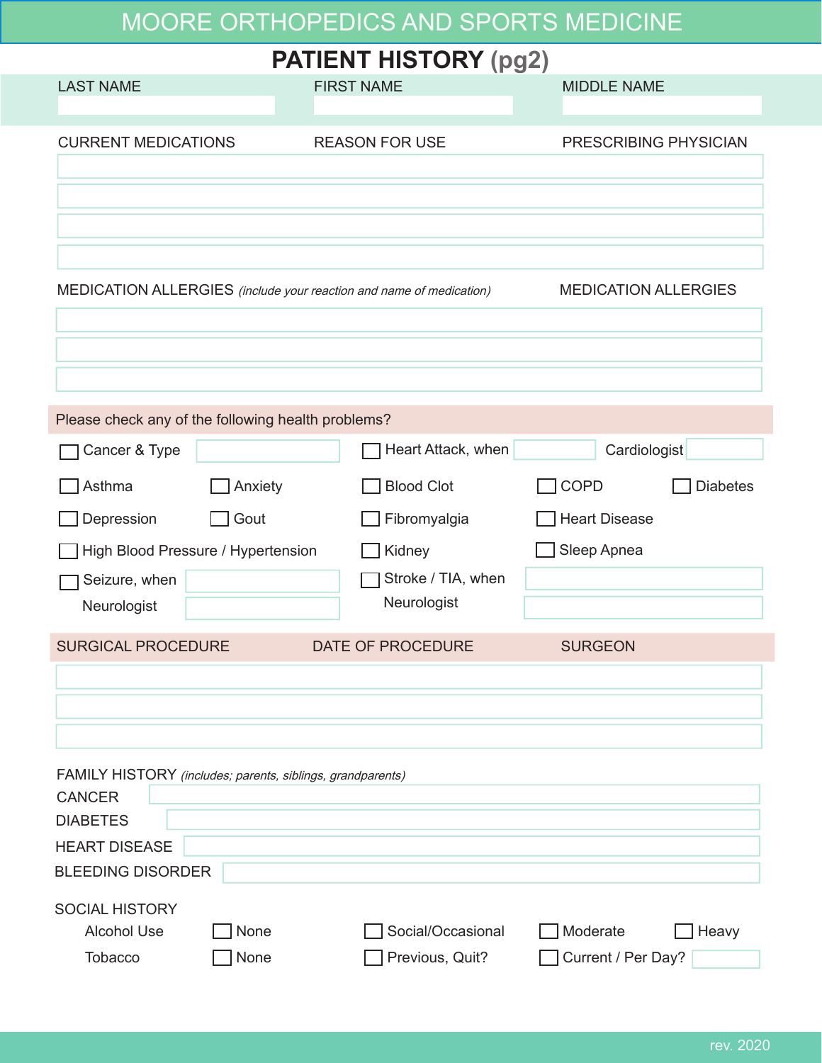# MOORE ORTHOPEDICS AND SPORTS MEDICINE

## PATIENT HISTORY (pg2)

| LAST NAME | FIRST NAME | MIDDLE NAME |
| --- | --- | --- |
| | | |

| CURRENT MEDICATIONS | REASON FOR USE | PRESCRIBING PHYSICIAN |
| --- | --- | --- |
| | | |
| | | |
| | | |
| | | |

MEDICATION ALLERGIES *(include your reaction and name of medication)* MEDICATION ALLERGIES

| | |
| --- | --- |
| | |
| | |
| | |

**Please check any of the following health problems?**

- ☐ Cancer & Type ______
- ☐ Heart Attack, when ______ Cardiologist ______
- ☐ Asthma
- ☐ Anxiety
- ☐ Blood Clot
- ☐ COPD
- ☐ Diabetes
- ☐ Depression
- ☐ Gout
- ☐ Fibromyalgia
- ☐ Heart Disease
- ☐ High Blood Pressure / Hypertension
- ☐ Kidney
- ☐ Sleep Apnea
- ☐ Seizure, when ______ Neurologist ______
- ☐ Stroke / TIA, when ______ Neurologist ______

| SURGICAL PROCEDURE | DATE OF PROCEDURE | SURGEON |
| --- | --- | --- |
| | | |
| | | |
| | | |

FAMILY HISTORY *(includes; parents, siblings, grandparents)*

CANCER ______

DIABETES ______

HEART DISEASE ______

BLEEDING DISORDER ______

SOCIAL HISTORY

Alcohol Use ☐ None ☐ Social/Occasional ☐ Moderate ☐ Heavy

Tobacco ☐ None ☐ Previous, Quit? ☐ Current / Per Day? ______

rev. 2020